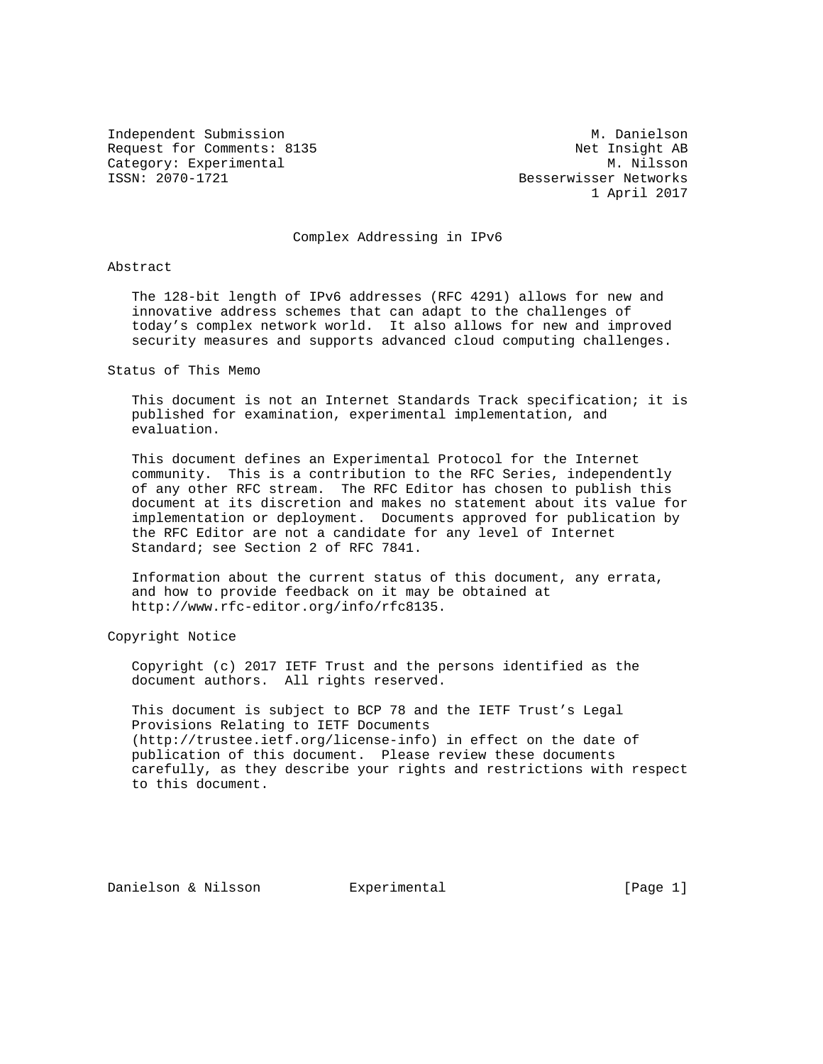Independent Submission M. Danielson
Request for Comments: 8135 Net Insight AB
Category: Experimental M. Nilsson
ISSN: 2070-1721 Besserwisser Networks
1 April 2017

# Complex Addressing in IPv6

## Abstract

The 128-bit length of IPv6 addresses (RFC 4291) allows for new and innovative address schemes that can adapt to the challenges of today's complex network world. It also allows for new and improved security measures and supports advanced cloud computing challenges.

## Status of This Memo

This document is not an Internet Standards Track specification; it is published for examination, experimental implementation, and evaluation.

This document defines an Experimental Protocol for the Internet community. This is a contribution to the RFC Series, independently of any other RFC stream. The RFC Editor has chosen to publish this document at its discretion and makes no statement about its value for implementation or deployment. Documents approved for publication by the RFC Editor are not a candidate for any level of Internet Standard; see Section 2 of RFC 7841.

Information about the current status of this document, any errata, and how to provide feedback on it may be obtained at http://www.rfc-editor.org/info/rfc8135.

## Copyright Notice

Copyright (c) 2017 IETF Trust and the persons identified as the document authors. All rights reserved.

This document is subject to BCP 78 and the IETF Trust's Legal Provisions Relating to IETF Documents (http://trustee.ietf.org/license-info) in effect on the date of publication of this document. Please review these documents carefully, as they describe your rights and restrictions with respect to this document.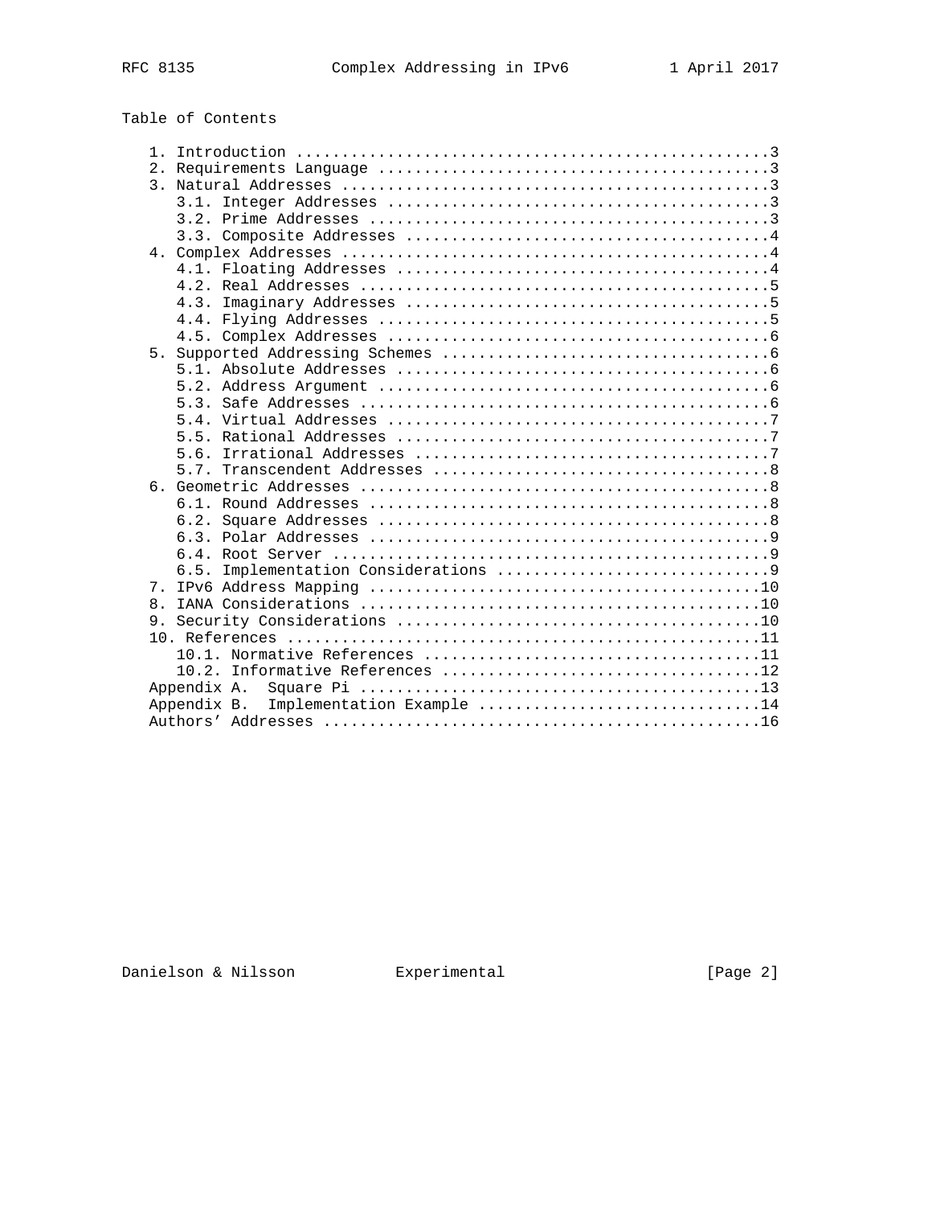## Table of Contents

```
   1. Introduction ....................................................3
   2. Requirements Language ...........................................3
   3. Natural Addresses ...............................................3
      3.1. Integer Addresses ..........................................3
      3.2. Prime Addresses ............................................3
      3.3. Composite Addresses ........................................4
   4. Complex Addresses ...............................................4
      4.1. Floating Addresses .........................................4
      4.2. Real Addresses .............................................5
      4.3. Imaginary Addresses ........................................5
      4.4. Flying Addresses ...........................................5
      4.5. Complex Addresses ..........................................6
   5. Supported Addressing Schemes ....................................6
      5.1. Absolute Addresses .........................................6
      5.2. Address Argument ...........................................6
      5.3. Safe Addresses .............................................6
      5.4. Virtual Addresses ..........................................7
      5.5. Rational Addresses .........................................7
      5.6. Irrational Addresses .......................................7
      5.7. Transcendent Addresses .....................................8
   6. Geometric Addresses .............................................8
      6.1. Round Addresses ............................................8
      6.2. Square Addresses ...........................................8
      6.3. Polar Addresses ............................................9
      6.4. Root Server ................................................9
      6.5. Implementation Considerations ..............................9
   7. IPv6 Address Mapping ...........................................10
   8. IANA Considerations ............................................10
   9. Security Considerations ........................................10
   10. References ....................................................11
      10.1. Normative References .....................................11
      10.2. Informative References ...................................12
   Appendix A.  Square Pi ............................................13
   Appendix B.  Implementation Example ...............................14
   Authors' Addresses ................................................16
```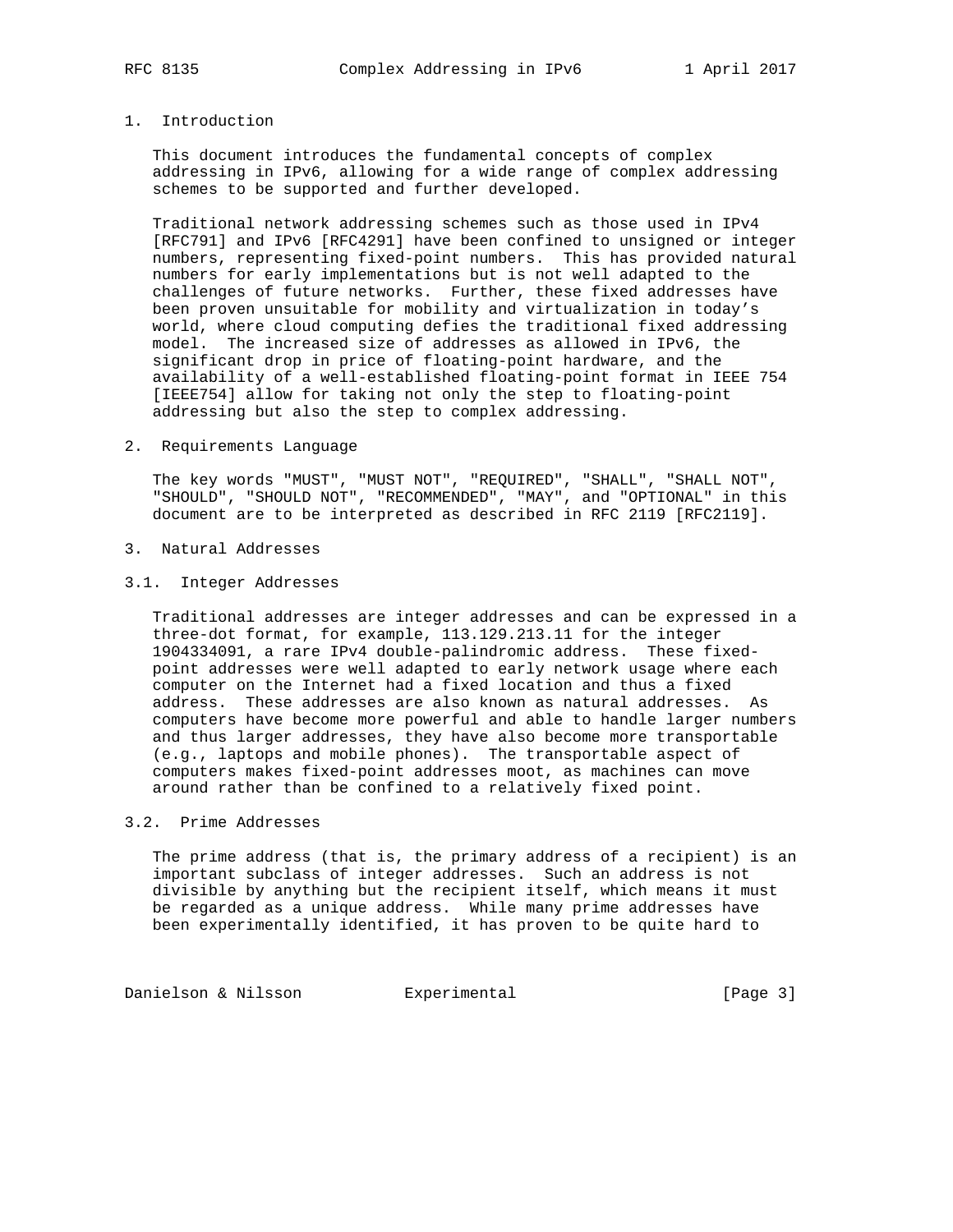# 1. Introduction

This document introduces the fundamental concepts of complex addressing in IPv6, allowing for a wide range of complex addressing schemes to be supported and further developed.

Traditional network addressing schemes such as those used in IPv4 [RFC791] and IPv6 [RFC4291] have been confined to unsigned or integer numbers, representing fixed-point numbers. This has provided natural numbers for early implementations but is not well adapted to the challenges of future networks. Further, these fixed addresses have been proven unsuitable for mobility and virtualization in today's world, where cloud computing defies the traditional fixed addressing model. The increased size of addresses as allowed in IPv6, the significant drop in price of floating-point hardware, and the availability of a well-established floating-point format in IEEE 754 [IEEE754] allow for taking not only the step to floating-point addressing but also the step to complex addressing.

# 2. Requirements Language

The key words "MUST", "MUST NOT", "REQUIRED", "SHALL", "SHALL NOT", "SHOULD", "SHOULD NOT", "RECOMMENDED", "MAY", and "OPTIONAL" in this document are to be interpreted as described in RFC 2119 [RFC2119].

# 3. Natural Addresses

## 3.1. Integer Addresses

Traditional addresses are integer addresses and can be expressed in a three-dot format, for example, 113.129.213.11 for the integer 1904334091, a rare IPv4 double-palindromic address. These fixed-point addresses were well adapted to early network usage where each computer on the Internet had a fixed location and thus a fixed address. These addresses are also known as natural addresses. As computers have become more powerful and able to handle larger numbers and thus larger addresses, they have also become more transportable (e.g., laptops and mobile phones). The transportable aspect of computers makes fixed-point addresses moot, as machines can move around rather than be confined to a relatively fixed point.

## 3.2. Prime Addresses

The prime address (that is, the primary address of a recipient) is an important subclass of integer addresses. Such an address is not divisible by anything but the recipient itself, which means it must be regarded as a unique address. While many prime addresses have been experimentally identified, it has proven to be quite hard to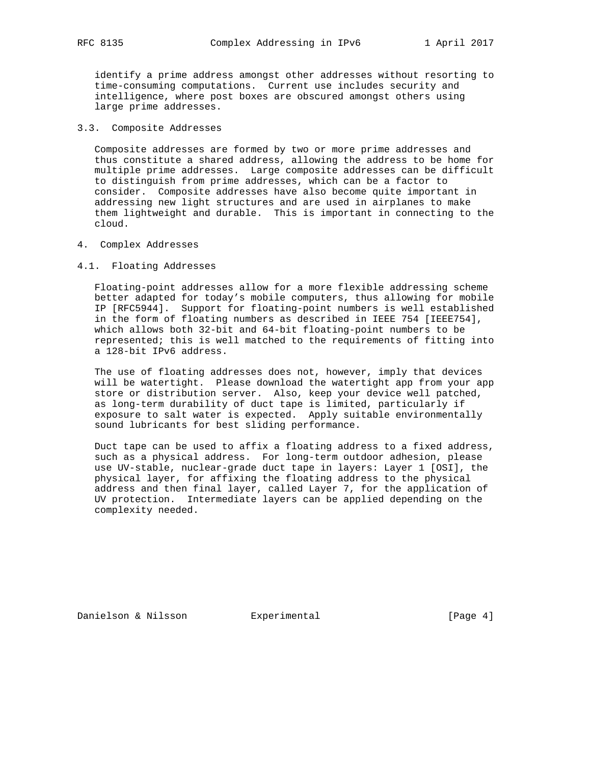identify a prime address amongst other addresses without resorting to time-consuming computations. Current use includes security and intelligence, where post boxes are obscured amongst others using large prime addresses.

### 3.3. Composite Addresses

Composite addresses are formed by two or more prime addresses and thus constitute a shared address, allowing the address to be home for multiple prime addresses. Large composite addresses can be difficult to distinguish from prime addresses, which can be a factor to consider. Composite addresses have also become quite important in addressing new light structures and are used in airplanes to make them lightweight and durable. This is important in connecting to the cloud.

## 4. Complex Addresses

### 4.1. Floating Addresses

Floating-point addresses allow for a more flexible addressing scheme better adapted for today’s mobile computers, thus allowing for mobile IP [RFC5944]. Support for floating-point numbers is well established in the form of floating numbers as described in IEEE 754 [IEEE754], which allows both 32-bit and 64-bit floating-point numbers to be represented; this is well matched to the requirements of fitting into a 128-bit IPv6 address.

The use of floating addresses does not, however, imply that devices will be watertight. Please download the watertight app from your app store or distribution server. Also, keep your device well patched, as long-term durability of duct tape is limited, particularly if exposure to salt water is expected. Apply suitable environmentally sound lubricants for best sliding performance.

Duct tape can be used to affix a floating address to a fixed address, such as a physical address. For long-term outdoor adhesion, please use UV-stable, nuclear-grade duct tape in layers: Layer 1 [OSI], the physical layer, for affixing the floating address to the physical address and then final layer, called Layer 7, for the application of UV protection. Intermediate layers can be applied depending on the complexity needed.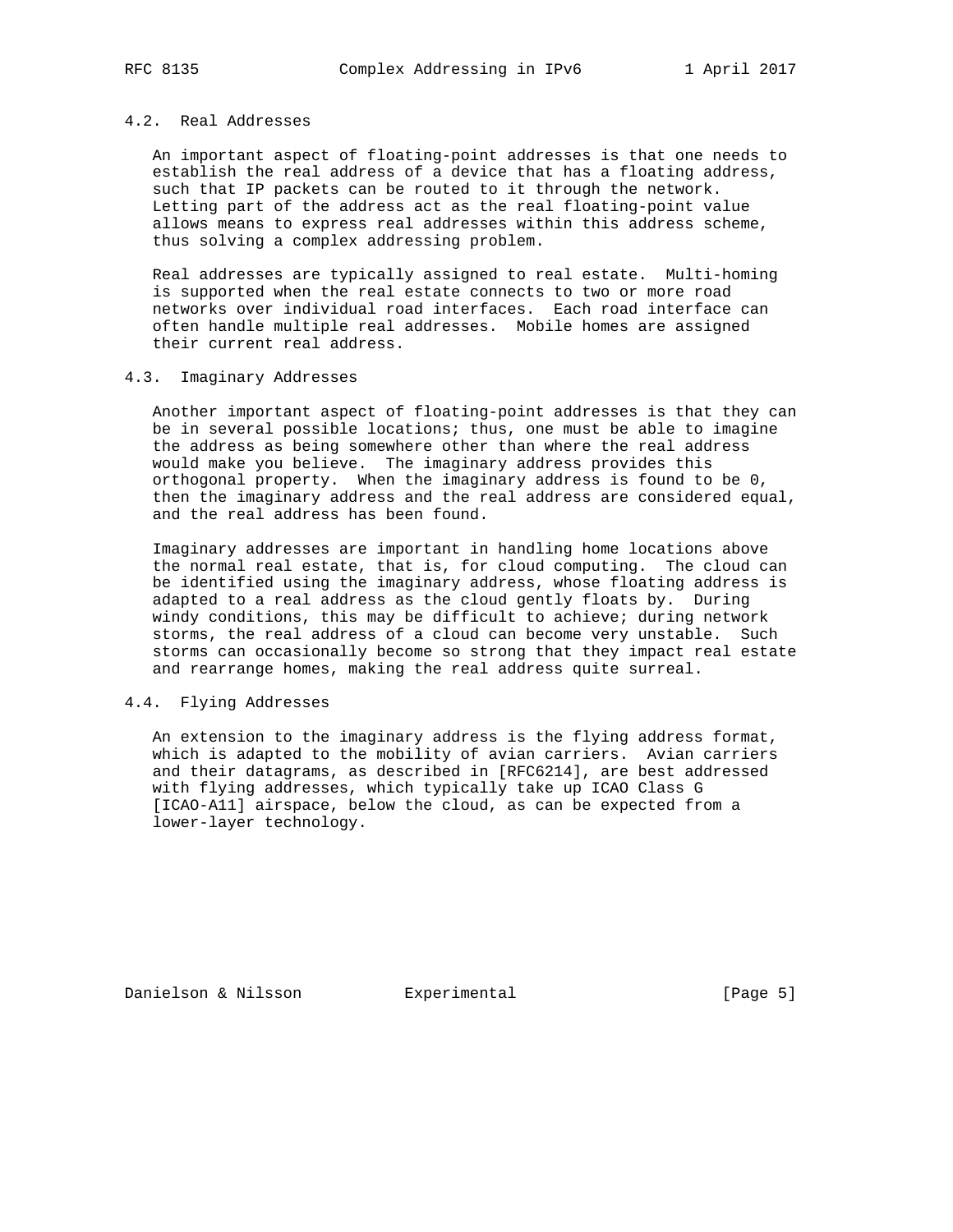### 4.2. Real Addresses

An important aspect of floating-point addresses is that one needs to establish the real address of a device that has a floating address, such that IP packets can be routed to it through the network. Letting part of the address act as the real floating-point value allows means to express real addresses within this address scheme, thus solving a complex addressing problem.

Real addresses are typically assigned to real estate. Multi-homing is supported when the real estate connects to two or more road networks over individual road interfaces. Each road interface can often handle multiple real addresses. Mobile homes are assigned their current real address.

### 4.3. Imaginary Addresses

Another important aspect of floating-point addresses is that they can be in several possible locations; thus, one must be able to imagine the address as being somewhere other than where the real address would make you believe. The imaginary address provides this orthogonal property. When the imaginary address is found to be 0, then the imaginary address and the real address are considered equal, and the real address has been found.

Imaginary addresses are important in handling home locations above the normal real estate, that is, for cloud computing. The cloud can be identified using the imaginary address, whose floating address is adapted to a real address as the cloud gently floats by. During windy conditions, this may be difficult to achieve; during network storms, the real address of a cloud can become very unstable. Such storms can occasionally become so strong that they impact real estate and rearrange homes, making the real address quite surreal.

### 4.4. Flying Addresses

An extension to the imaginary address is the flying address format, which is adapted to the mobility of avian carriers. Avian carriers and their datagrams, as described in [RFC6214], are best addressed with flying addresses, which typically take up ICAO Class G [ICAO-A11] airspace, below the cloud, as can be expected from a lower-layer technology.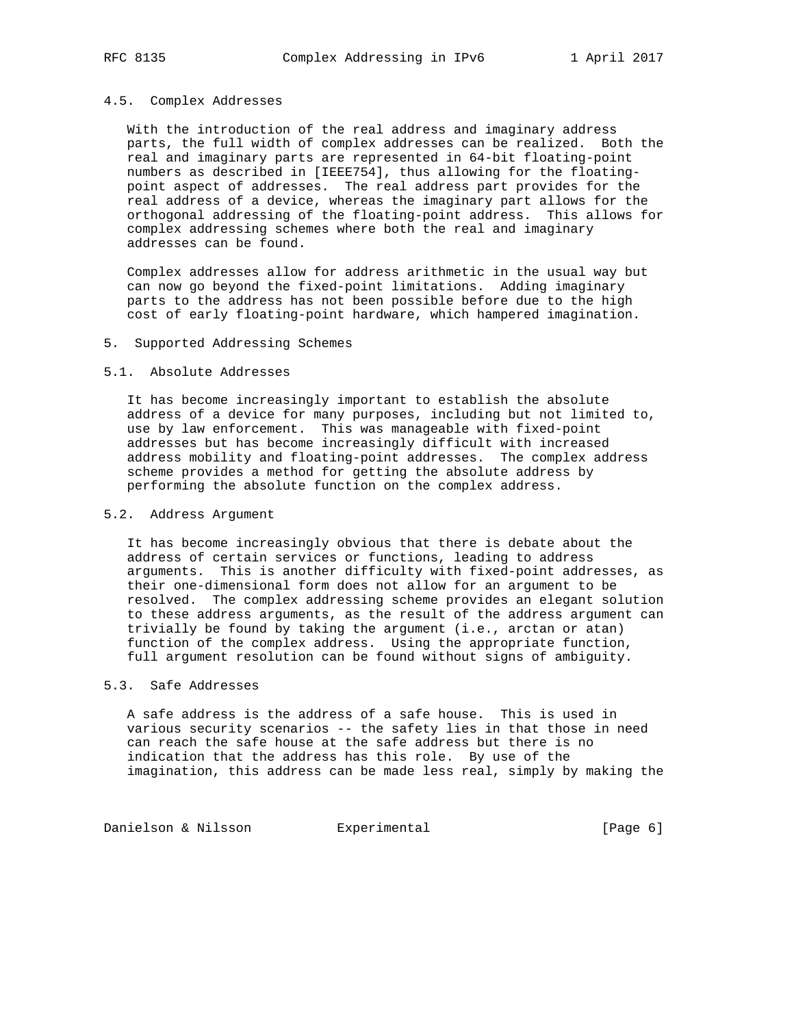### 4.5. Complex Addresses

With the introduction of the real address and imaginary address parts, the full width of complex addresses can be realized. Both the real and imaginary parts are represented in 64-bit floating-point numbers as described in [IEEE754], thus allowing for the floating-point aspect of addresses. The real address part provides for the real address of a device, whereas the imaginary part allows for the orthogonal addressing of the floating-point address. This allows for complex addressing schemes where both the real and imaginary addresses can be found.

Complex addresses allow for address arithmetic in the usual way but can now go beyond the fixed-point limitations. Adding imaginary parts to the address has not been possible before due to the high cost of early floating-point hardware, which hampered imagination.

## 5. Supported Addressing Schemes

### 5.1. Absolute Addresses

It has become increasingly important to establish the absolute address of a device for many purposes, including but not limited to, use by law enforcement. This was manageable with fixed-point addresses but has become increasingly difficult with increased address mobility and floating-point addresses. The complex address scheme provides a method for getting the absolute address by performing the absolute function on the complex address.

### 5.2. Address Argument

It has become increasingly obvious that there is debate about the address of certain services or functions, leading to address arguments. This is another difficulty with fixed-point addresses, as their one-dimensional form does not allow for an argument to be resolved. The complex addressing scheme provides an elegant solution to these address arguments, as the result of the address argument can trivially be found by taking the argument (i.e., arctan or atan) function of the complex address. Using the appropriate function, full argument resolution can be found without signs of ambiguity.

### 5.3. Safe Addresses

A safe address is the address of a safe house. This is used in various security scenarios -- the safety lies in that those in need can reach the safe house at the safe address but there is no indication that the address has this role. By use of the imagination, this address can be made less real, simply by making the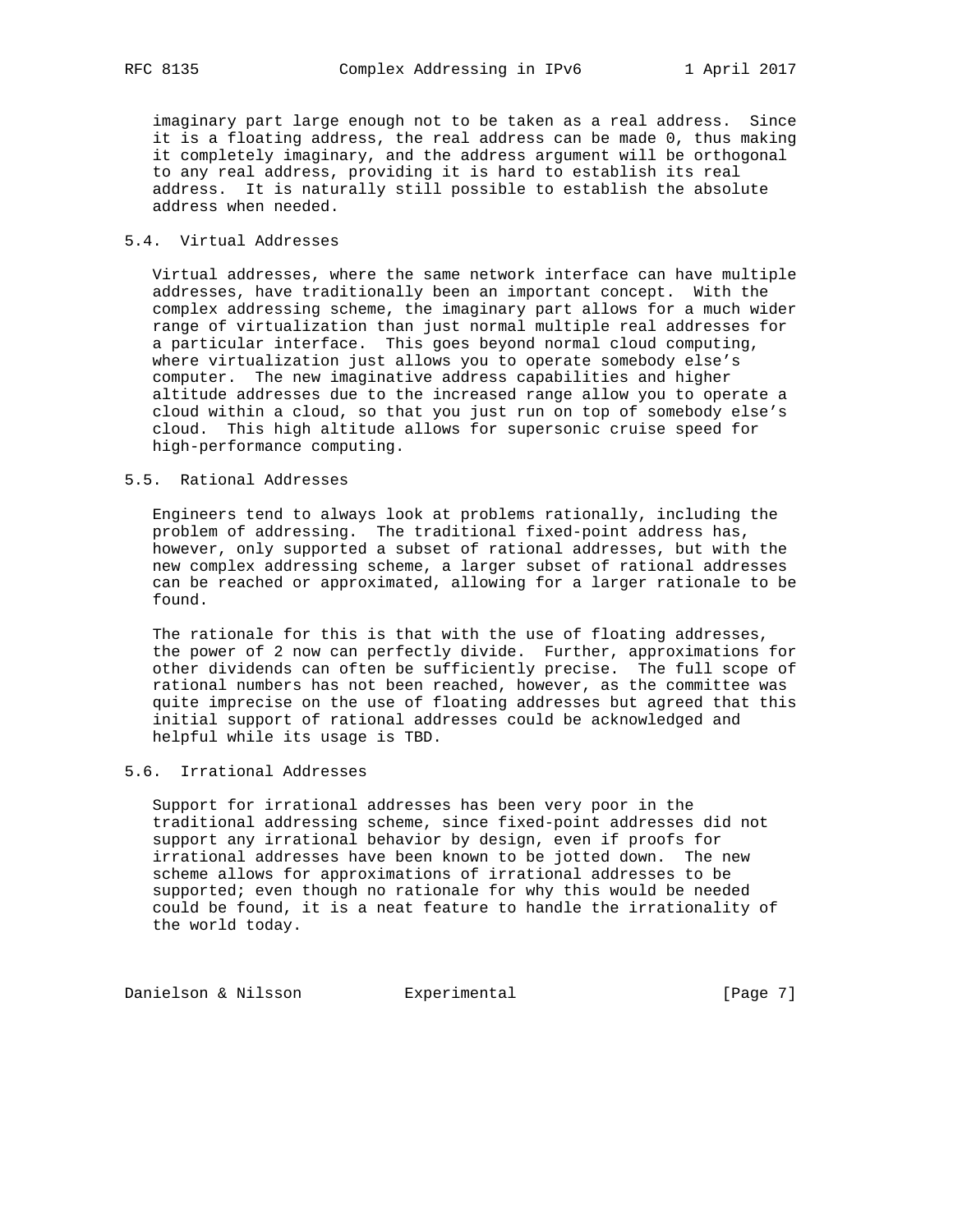imaginary part large enough not to be taken as a real address. Since it is a floating address, the real address can be made 0, thus making it completely imaginary, and the address argument will be orthogonal to any real address, providing it is hard to establish its real address. It is naturally still possible to establish the absolute address when needed.

### 5.4. Virtual Addresses

Virtual addresses, where the same network interface can have multiple addresses, have traditionally been an important concept. With the complex addressing scheme, the imaginary part allows for a much wider range of virtualization than just normal multiple real addresses for a particular interface. This goes beyond normal cloud computing, where virtualization just allows you to operate somebody else's computer. The new imaginative address capabilities and higher altitude addresses due to the increased range allow you to operate a cloud within a cloud, so that you just run on top of somebody else's cloud. This high altitude allows for supersonic cruise speed for high-performance computing.

### 5.5. Rational Addresses

Engineers tend to always look at problems rationally, including the problem of addressing. The traditional fixed-point address has, however, only supported a subset of rational addresses, but with the new complex addressing scheme, a larger subset of rational addresses can be reached or approximated, allowing for a larger rationale to be found.

The rationale for this is that with the use of floating addresses, the power of 2 now can perfectly divide. Further, approximations for other dividends can often be sufficiently precise. The full scope of rational numbers has not been reached, however, as the committee was quite imprecise on the use of floating addresses but agreed that this initial support of rational addresses could be acknowledged and helpful while its usage is TBD.

### 5.6. Irrational Addresses

Support for irrational addresses has been very poor in the traditional addressing scheme, since fixed-point addresses did not support any irrational behavior by design, even if proofs for irrational addresses have been known to be jotted down. The new scheme allows for approximations of irrational addresses to be supported; even though no rationale for why this would be needed could be found, it is a neat feature to handle the irrationality of the world today.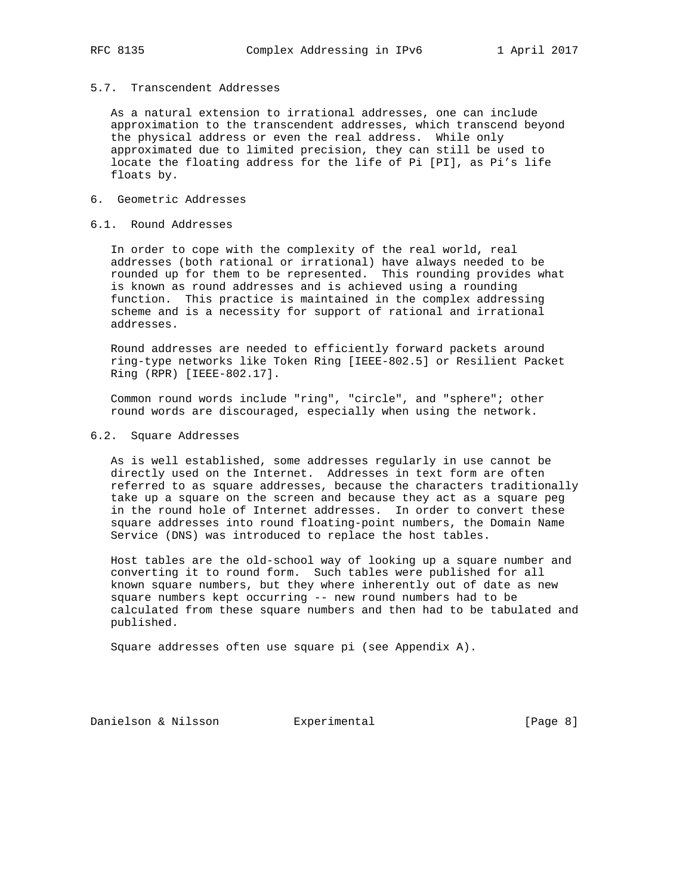### 5.7. Transcendent Addresses

As a natural extension to irrational addresses, one can include approximation to the transcendent addresses, which transcend beyond the physical address or even the real address. While only approximated due to limited precision, they can still be used to locate the floating address for the life of Pi [PI], as Pi's life floats by.

## 6. Geometric Addresses

### 6.1. Round Addresses

In order to cope with the complexity of the real world, real addresses (both rational or irrational) have always needed to be rounded up for them to be represented. This rounding provides what is known as round addresses and is achieved using a rounding function. This practice is maintained in the complex addressing scheme and is a necessity for support of rational and irrational addresses.

Round addresses are needed to efficiently forward packets around ring-type networks like Token Ring [IEEE-802.5] or Resilient Packet Ring (RPR) [IEEE-802.17].

Common round words include "ring", "circle", and "sphere"; other round words are discouraged, especially when using the network.

### 6.2. Square Addresses

As is well established, some addresses regularly in use cannot be directly used on the Internet. Addresses in text form are often referred to as square addresses, because the characters traditionally take up a square on the screen and because they act as a square peg in the round hole of Internet addresses. In order to convert these square addresses into round floating-point numbers, the Domain Name Service (DNS) was introduced to replace the host tables.

Host tables are the old-school way of looking up a square number and converting it to round form. Such tables were published for all known square numbers, but they where inherently out of date as new square numbers kept occurring -- new round numbers had to be calculated from these square numbers and then had to be tabulated and published.

Square addresses often use square pi (see Appendix A).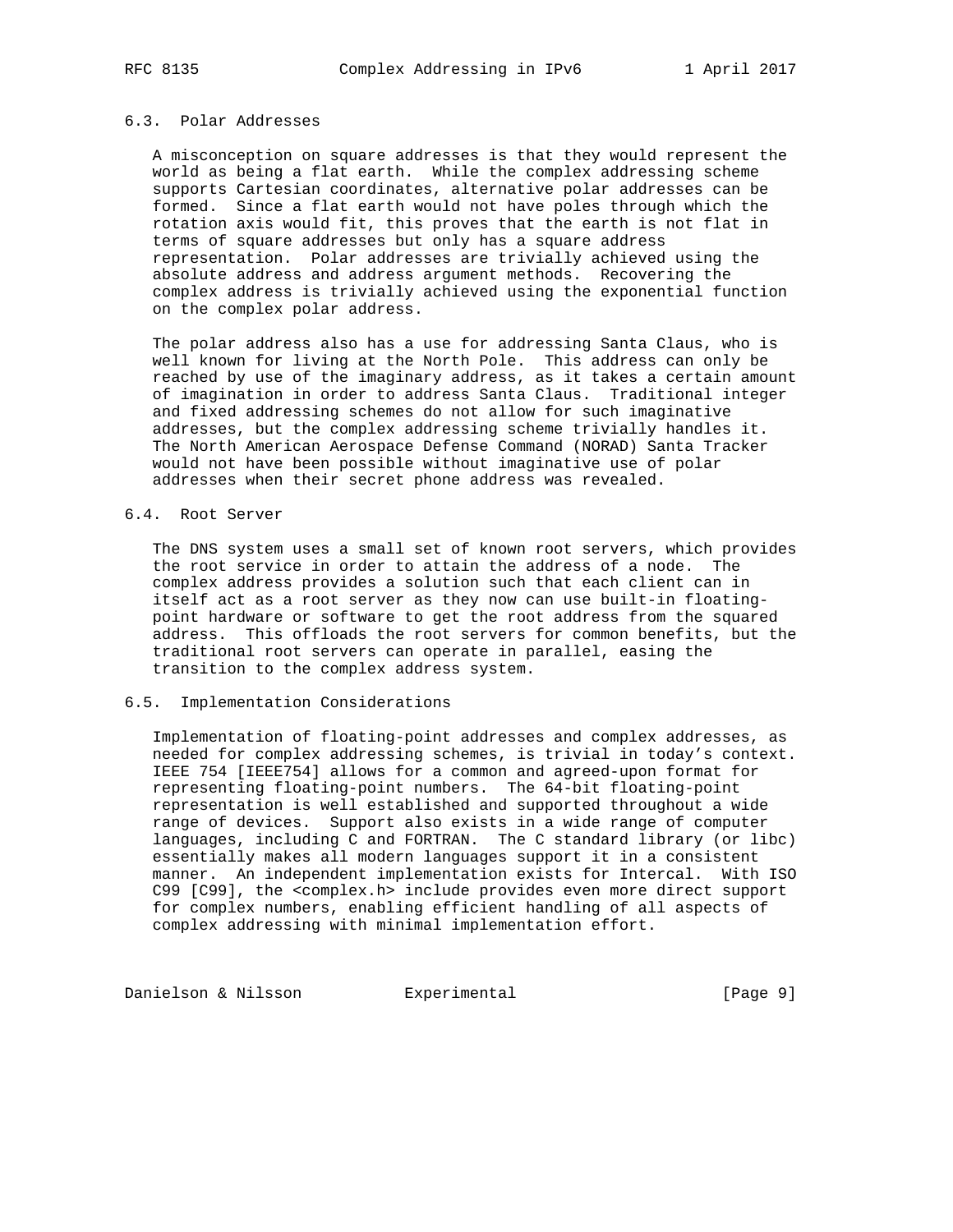### 6.3. Polar Addresses

A misconception on square addresses is that they would represent the world as being a flat earth. While the complex addressing scheme supports Cartesian coordinates, alternative polar addresses can be formed. Since a flat earth would not have poles through which the rotation axis would fit, this proves that the earth is not flat in terms of square addresses but only has a square address representation. Polar addresses are trivially achieved using the absolute address and address argument methods. Recovering the complex address is trivially achieved using the exponential function on the complex polar address.

The polar address also has a use for addressing Santa Claus, who is well known for living at the North Pole. This address can only be reached by use of the imaginary address, as it takes a certain amount of imagination in order to address Santa Claus. Traditional integer and fixed addressing schemes do not allow for such imaginative addresses, but the complex addressing scheme trivially handles it. The North American Aerospace Defense Command (NORAD) Santa Tracker would not have been possible without imaginative use of polar addresses when their secret phone address was revealed.

### 6.4. Root Server

The DNS system uses a small set of known root servers, which provides the root service in order to attain the address of a node. The complex address provides a solution such that each client can in itself act as a root server as they now can use built-in floating-point hardware or software to get the root address from the squared address. This offloads the root servers for common benefits, but the traditional root servers can operate in parallel, easing the transition to the complex address system.

### 6.5. Implementation Considerations

Implementation of floating-point addresses and complex addresses, as needed for complex addressing schemes, is trivial in today's context. IEEE 754 [IEEE754] allows for a common and agreed-upon format for representing floating-point numbers. The 64-bit floating-point representation is well established and supported throughout a wide range of devices. Support also exists in a wide range of computer languages, including C and FORTRAN. The C standard library (or libc) essentially makes all modern languages support it in a consistent manner. An independent implementation exists for Intercal. With ISO C99 [C99], the <complex.h> include provides even more direct support for complex numbers, enabling efficient handling of all aspects of complex addressing with minimal implementation effort.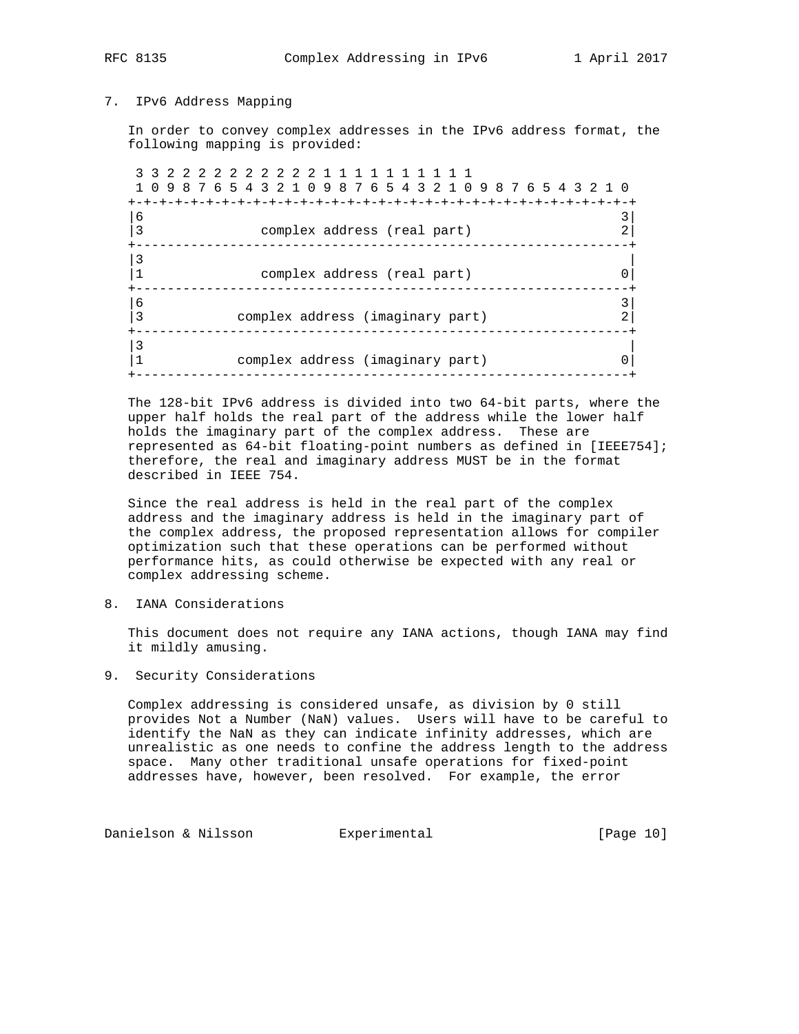## 7. IPv6 Address Mapping

In order to convey complex addresses in the IPv6 address format, the following mapping is provided:

```
 3 3 2 2 2 2 2 2 2 2 2 2 1 1 1 1 1 1 1 1 1 1
 1 0 9 8 7 6 5 4 3 2 1 0 9 8 7 6 5 4 3 2 1 0 9 8 7 6 5 4 3 2 1 0
+-+-+-+-+-+-+-+-+-+-+-+-+-+-+-+-+-+-+-+-+-+-+-+-+-+-+-+-+-+-+-+-+
|6                                                             3|
|3               complex address (real part)                   2|
+---------------------------------------------------------------+
|3                                                              |
|1               complex address (real part)                   0|
+---------------------------------------------------------------+
|6                                                             3|
|3            complex address (imaginary part)                 2|
+---------------------------------------------------------------+
|3                                                              |
|1            complex address (imaginary part)                 0|
+---------------------------------------------------------------+
```

The 128-bit IPv6 address is divided into two 64-bit parts, where the upper half holds the real part of the address while the lower half holds the imaginary part of the complex address. These are represented as 64-bit floating-point numbers as defined in [IEEE754]; therefore, the real and imaginary address MUST be in the format described in IEEE 754.

Since the real address is held in the real part of the complex address and the imaginary address is held in the imaginary part of the complex address, the proposed representation allows for compiler optimization such that these operations can be performed without performance hits, as could otherwise be expected with any real or complex addressing scheme.

## 8. IANA Considerations

This document does not require any IANA actions, though IANA may find it mildly amusing.

## 9. Security Considerations

Complex addressing is considered unsafe, as division by 0 still provides Not a Number (NaN) values. Users will have to be careful to identify the NaN as they can indicate infinity addresses, which are unrealistic as one needs to confine the address length to the address space. Many other traditional unsafe operations for fixed-point addresses have, however, been resolved. For example, the error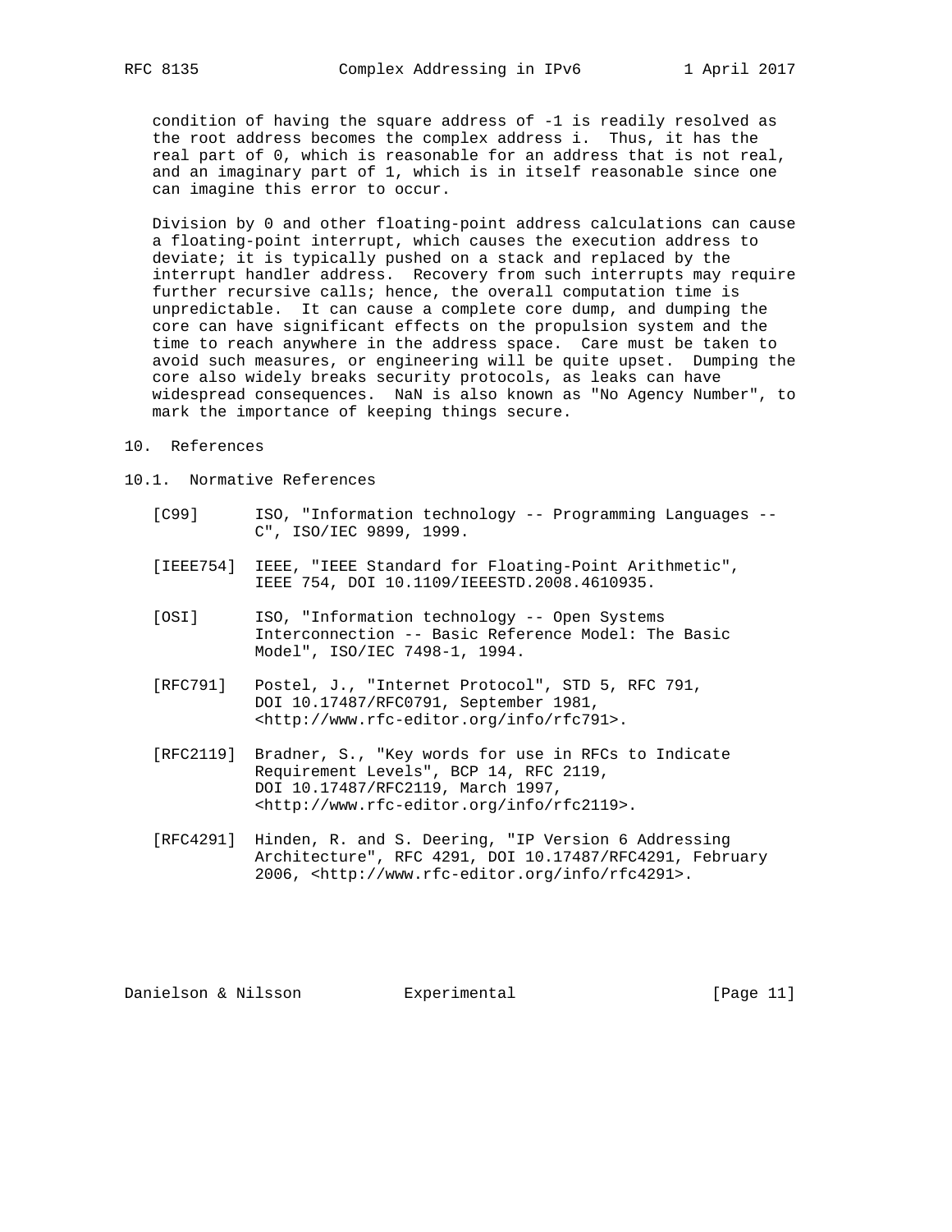condition of having the square address of -1 is readily resolved as the root address becomes the complex address i. Thus, it has the real part of 0, which is reasonable for an address that is not real, and an imaginary part of 1, which is in itself reasonable since one can imagine this error to occur.

Division by 0 and other floating-point address calculations can cause a floating-point interrupt, which causes the execution address to deviate; it is typically pushed on a stack and replaced by the interrupt handler address. Recovery from such interrupts may require further recursive calls; hence, the overall computation time is unpredictable. It can cause a complete core dump, and dumping the core can have significant effects on the propulsion system and the time to reach anywhere in the address space. Care must be taken to avoid such measures, or engineering will be quite upset. Dumping the core also widely breaks security protocols, as leaks can have widespread consequences. NaN is also known as "No Agency Number", to mark the importance of keeping things secure.

## 10. References

### 10.1. Normative References

[C99] ISO, "Information technology -- Programming Languages -- C", ISO/IEC 9899, 1999.

[IEEE754] IEEE, "IEEE Standard for Floating-Point Arithmetic", IEEE 754, DOI 10.1109/IEEESTD.2008.4610935.

[OSI] ISO, "Information technology -- Open Systems Interconnection -- Basic Reference Model: The Basic Model", ISO/IEC 7498-1, 1994.

[RFC791] Postel, J., "Internet Protocol", STD 5, RFC 791, DOI 10.17487/RFC0791, September 1981, <http://www.rfc-editor.org/info/rfc791>.

[RFC2119] Bradner, S., "Key words for use in RFCs to Indicate Requirement Levels", BCP 14, RFC 2119, DOI 10.17487/RFC2119, March 1997, <http://www.rfc-editor.org/info/rfc2119>.

[RFC4291] Hinden, R. and S. Deering, "IP Version 6 Addressing Architecture", RFC 4291, DOI 10.17487/RFC4291, February 2006, <http://www.rfc-editor.org/info/rfc4291>.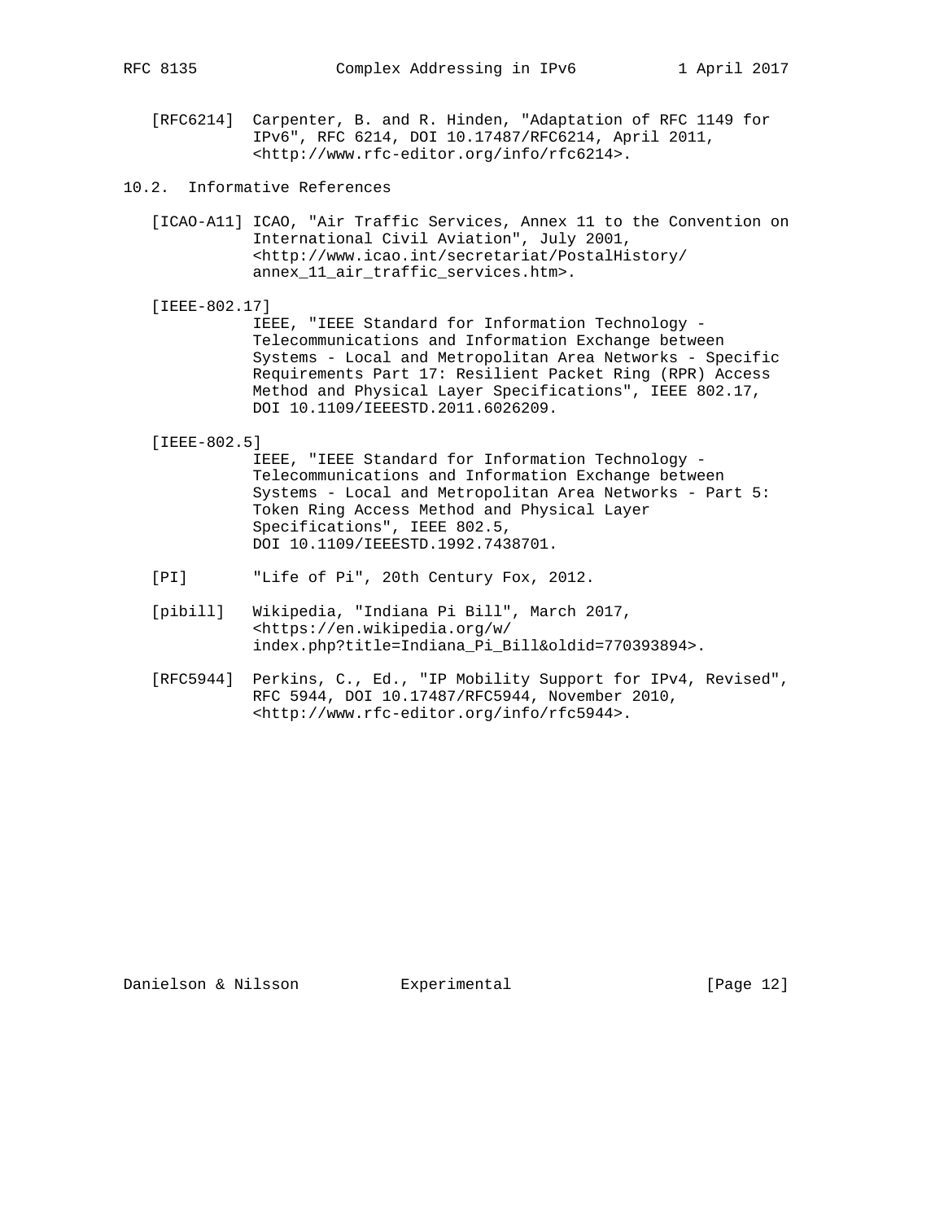[RFC6214] Carpenter, B. and R. Hinden, "Adaptation of RFC 1149 for IPv6", RFC 6214, DOI 10.17487/RFC6214, April 2011, <http://www.rfc-editor.org/info/rfc6214>.

## 10.2. Informative References

[ICAO-A11] ICAO, "Air Traffic Services, Annex 11 to the Convention on International Civil Aviation", July 2001, <http://www.icao.int/secretariat/PostalHistory/annex_11_air_traffic_services.htm>.

[IEEE-802.17] IEEE, "IEEE Standard for Information Technology - Telecommunications and Information Exchange between Systems - Local and Metropolitan Area Networks - Specific Requirements Part 17: Resilient Packet Ring (RPR) Access Method and Physical Layer Specifications", IEEE 802.17, DOI 10.1109/IEEESTD.2011.6026209.

[IEEE-802.5] IEEE, "IEEE Standard for Information Technology - Telecommunications and Information Exchange between Systems - Local and Metropolitan Area Networks - Part 5: Token Ring Access Method and Physical Layer Specifications", IEEE 802.5, DOI 10.1109/IEEESTD.1992.7438701.

[PI] "Life of Pi", 20th Century Fox, 2012.

[pibill] Wikipedia, "Indiana Pi Bill", March 2017, <https://en.wikipedia.org/w/index.php?title=Indiana_Pi_Bill&oldid=770393894>.

[RFC5944] Perkins, C., Ed., "IP Mobility Support for IPv4, Revised", RFC 5944, DOI 10.17487/RFC5944, November 2010, <http://www.rfc-editor.org/info/rfc5944>.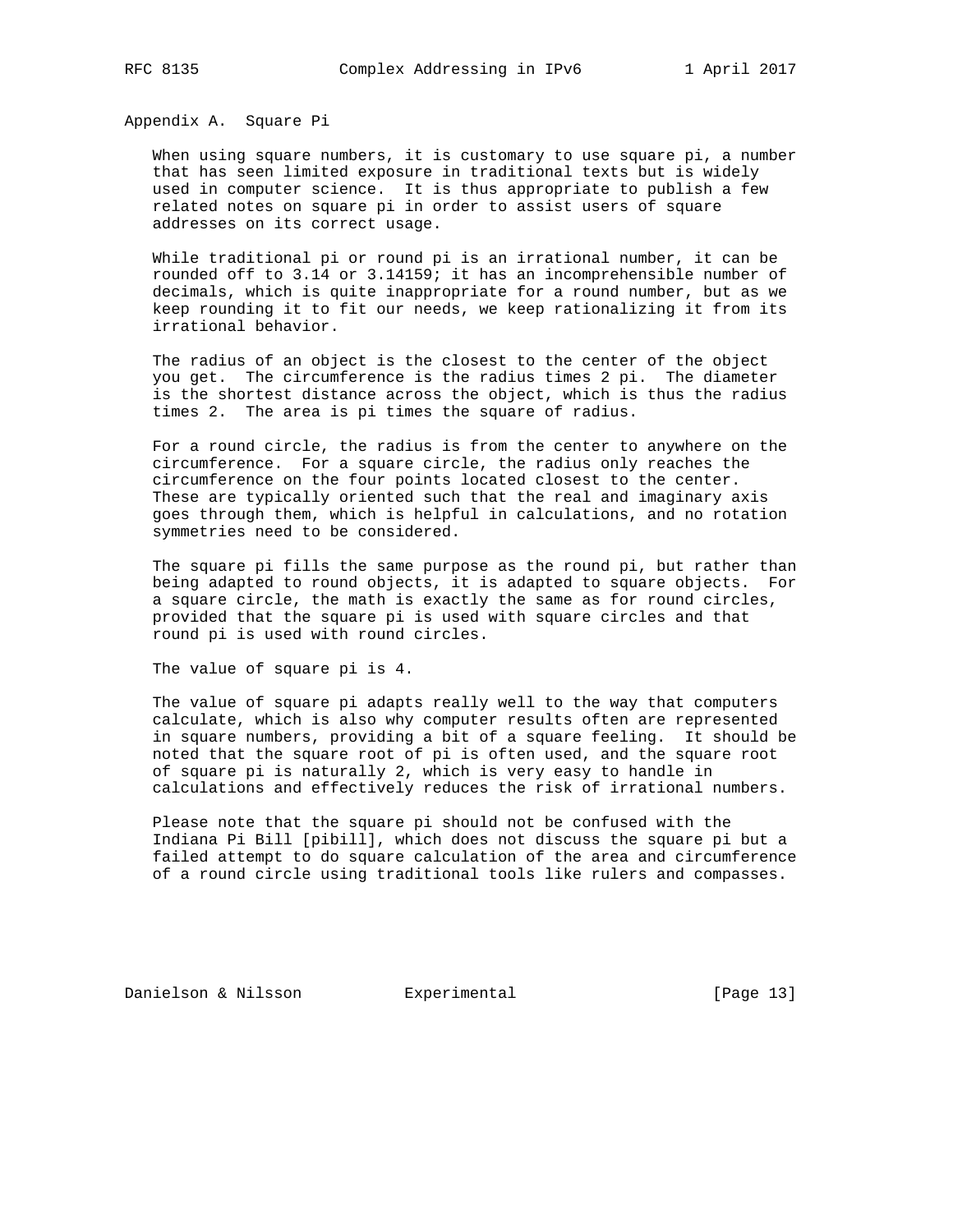## Appendix A. Square Pi

When using square numbers, it is customary to use square pi, a number that has seen limited exposure in traditional texts but is widely used in computer science. It is thus appropriate to publish a few related notes on square pi in order to assist users of square addresses on its correct usage.

While traditional pi or round pi is an irrational number, it can be rounded off to 3.14 or 3.14159; it has an incomprehensible number of decimals, which is quite inappropriate for a round number, but as we keep rounding it to fit our needs, we keep rationalizing it from its irrational behavior.

The radius of an object is the closest to the center of the object you get. The circumference is the radius times 2 pi. The diameter is the shortest distance across the object, which is thus the radius times 2. The area is pi times the square of radius.

For a round circle, the radius is from the center to anywhere on the circumference. For a square circle, the radius only reaches the circumference on the four points located closest to the center. These are typically oriented such that the real and imaginary axis goes through them, which is helpful in calculations, and no rotation symmetries need to be considered.

The square pi fills the same purpose as the round pi, but rather than being adapted to round objects, it is adapted to square objects. For a square circle, the math is exactly the same as for round circles, provided that the square pi is used with square circles and that round pi is used with round circles.

The value of square pi is 4.

The value of square pi adapts really well to the way that computers calculate, which is also why computer results often are represented in square numbers, providing a bit of a square feeling. It should be noted that the square root of pi is often used, and the square root of square pi is naturally 2, which is very easy to handle in calculations and effectively reduces the risk of irrational numbers.

Please note that the square pi should not be confused with the Indiana Pi Bill [pibill], which does not discuss the square pi but a failed attempt to do square calculation of the area and circumference of a round circle using traditional tools like rulers and compasses.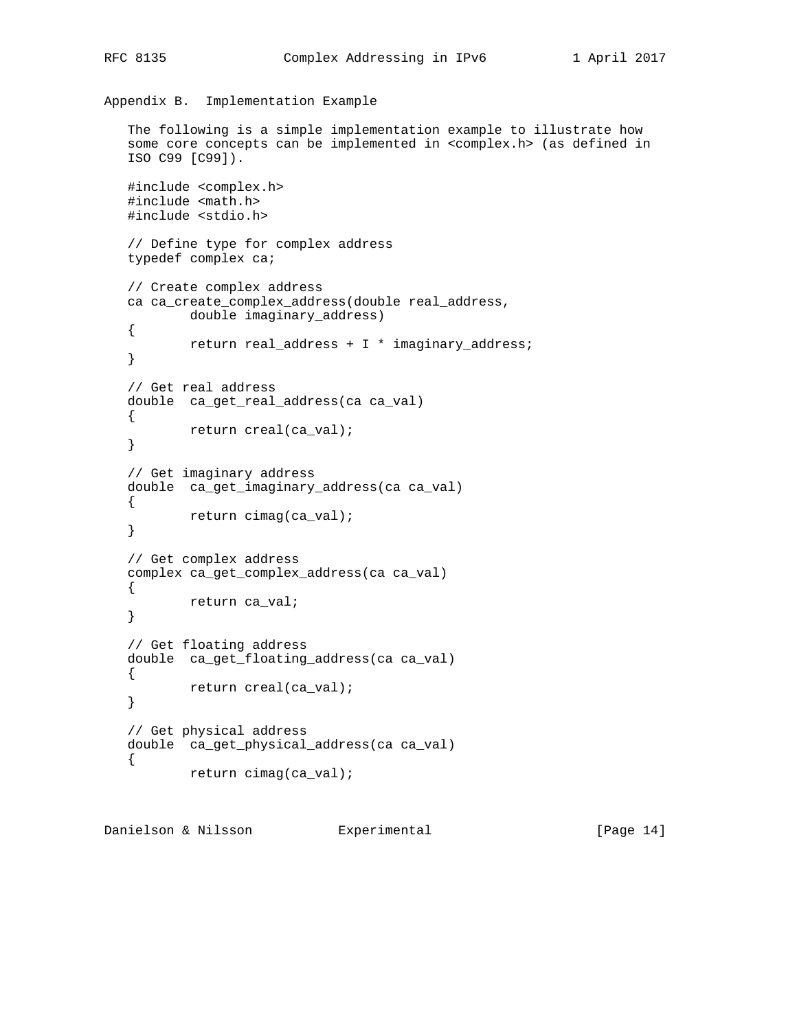## Appendix B.  Implementation Example

The following is a simple implementation example to illustrate how some core concepts can be implemented in <complex.h> (as defined in ISO C99 [C99]).

```
#include <complex.h>
#include <math.h>
#include <stdio.h>

// Define type for complex address
typedef complex ca;

// Create complex address
ca ca_create_complex_address(double real_address,
        double imaginary_address)
{
        return real_address + I * imaginary_address;
}

// Get real address
double  ca_get_real_address(ca ca_val)
{
        return creal(ca_val);
}

// Get imaginary address
double  ca_get_imaginary_address(ca ca_val)
{
        return cimag(ca_val);
}

// Get complex address
complex ca_get_complex_address(ca ca_val)
{
        return ca_val;
}

// Get floating address
double  ca_get_floating_address(ca ca_val)
{
        return creal(ca_val);
}

// Get physical address
double  ca_get_physical_address(ca ca_val)
{
        return cimag(ca_val);
```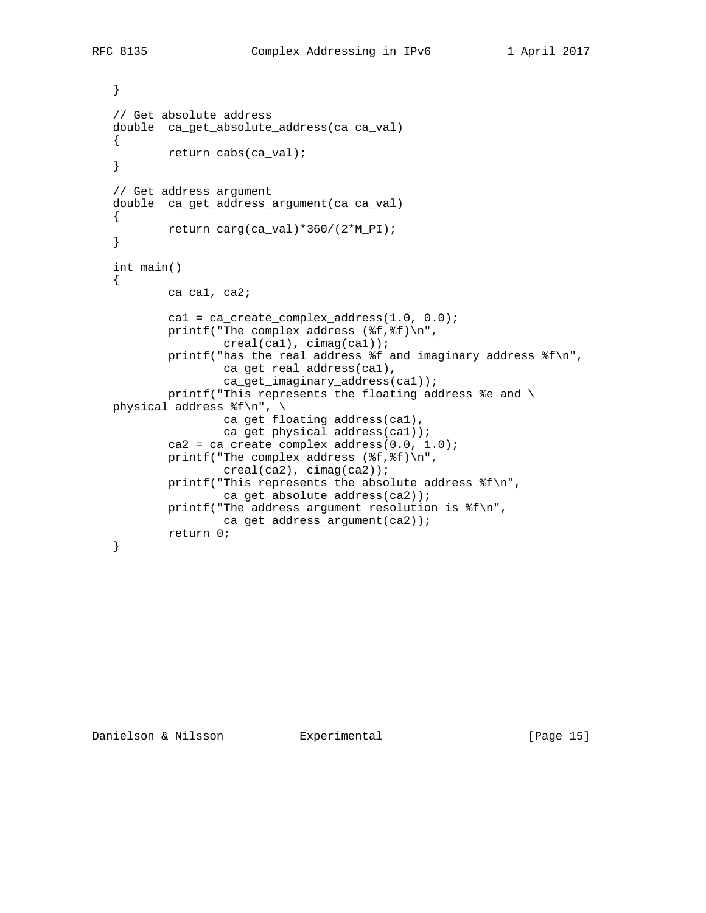```
   }

   // Get absolute address
   double  ca_get_absolute_address(ca ca_val)
   {
           return cabs(ca_val);
   }

   // Get address argument
   double  ca_get_address_argument(ca ca_val)
   {
           return carg(ca_val)*360/(2*M_PI);
   }

   int main()
   {
           ca ca1, ca2;

           ca1 = ca_create_complex_address(1.0, 0.0);
           printf("The complex address (%f,%f)\n",
                   creal(ca1), cimag(ca1));
           printf("has the real address %f and imaginary address %f\n",
                   ca_get_real_address(ca1),
                   ca_get_imaginary_address(ca1));
           printf("This represents the floating address %e and \
   physical address %f\n", \
                   ca_get_floating_address(ca1),
                   ca_get_physical_address(ca1));
           ca2 = ca_create_complex_address(0.0, 1.0);
           printf("The complex address (%f,%f)\n",
                   creal(ca2), cimag(ca2));
           printf("This represents the absolute address %f\n",
                   ca_get_absolute_address(ca2));
           printf("The address argument resolution is %f\n",
                   ca_get_address_argument(ca2));
           return 0;
   }
```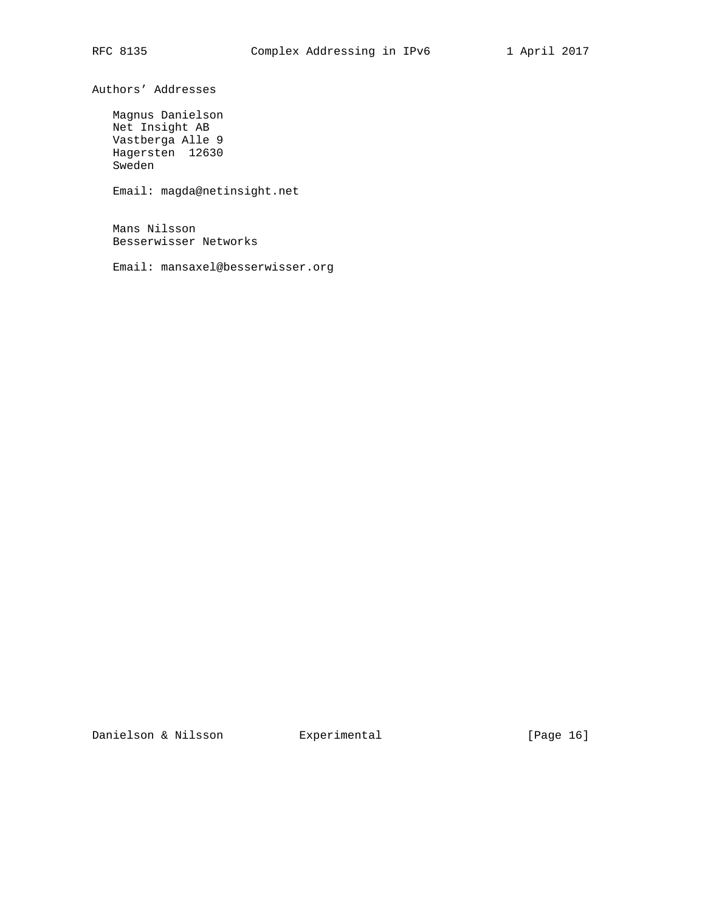## Authors' Addresses

Magnus Danielson
Net Insight AB
Vastberga Alle 9
Hagersten  12630
Sweden

Email: magda@netinsight.net

Mans Nilsson
Besserwisser Networks

Email: mansaxel@besserwisser.org